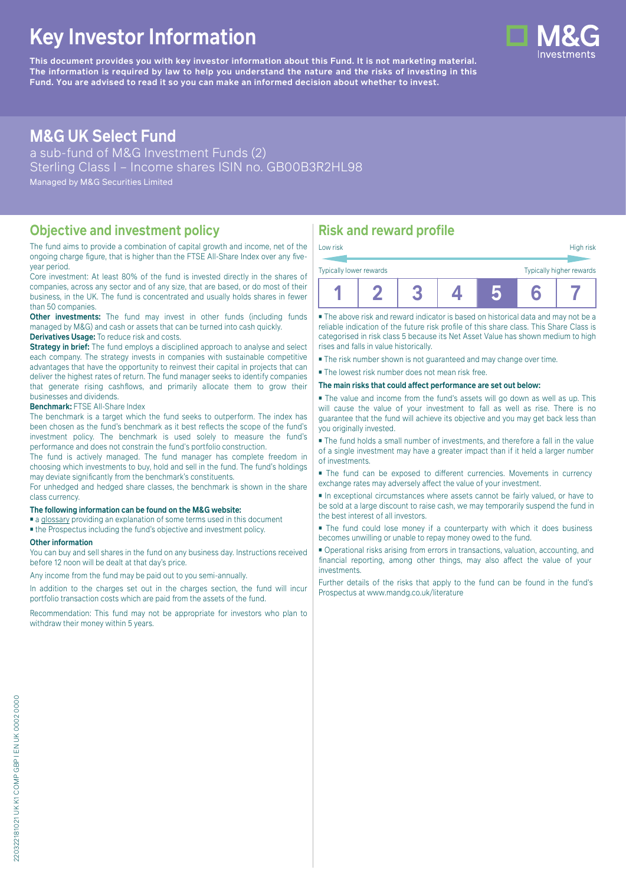# Key Investor Information

**This document provides you with key investor information about this Fund. It is not marketing material. The information is required by law to help you understand the nature and the risks of investing in this Fund. You are advised to read it so you can make an informed decision about whether to invest.**

## M&G UK Select Fund

a sub-fund of M&G Investment Funds (2)
Sterling Class I – Income shares ISIN no. GB00B3R2HL98
Managed by M&G Securities Limited

## Objective and investment policy

The fund aims to provide a combination of capital growth and income, net of the ongoing charge figure, that is higher than the FTSE All-Share Index over any five-year period.

Core investment: At least 80% of the fund is invested directly in the shares of companies, across any sector and of any size, that are based, or do most of their business, in the UK. The fund is concentrated and usually holds shares in fewer than 50 companies.

**Other investments:** The fund may invest in other funds (including funds managed by M&G) and cash or assets that can be turned into cash quickly.

**Derivatives Usage:** To reduce risk and costs.

**Strategy in brief:** The fund employs a disciplined approach to analyse and select each company. The strategy invests in companies with sustainable competitive advantages that have the opportunity to reinvest their capital in projects that can deliver the highest rates of return. The fund manager seeks to identify companies that generate rising cashflows, and primarily allocate them to grow their businesses and dividends.

**Benchmark:** FTSE All-Share Index

The benchmark is a target which the fund seeks to outperform. The index has been chosen as the fund's benchmark as it best reflects the scope of the fund's investment policy. The benchmark is used solely to measure the fund's performance and does not constrain the fund's portfolio construction.

The fund is actively managed. The fund manager has complete freedom in choosing which investments to buy, hold and sell in the fund. The fund's holdings may deviate significantly from the benchmark's constituents.

For unhedged and hedged share classes, the benchmark is shown in the share class currency.

**The following information can be found on the M&G website:**

- a glossary providing an explanation of some terms used in this document
- the Prospectus including the fund's objective and investment policy.

**Other information**

You can buy and sell shares in the fund on any business day. Instructions received before 12 noon will be dealt at that day's price.

Any income from the fund may be paid out to you semi-annually.

In addition to the charges set out in the charges section, the fund will incur portfolio transaction costs which are paid from the assets of the fund.

Recommendation: This fund may not be appropriate for investors who plan to withdraw their money within 5 years.

## Risk and reward profile

Low risk — High risk

Typically lower rewards — Typically higher rewards

| 1 | 2 | 3 | 4 | **5** | 6 | 7 |
|---|---|---|---|---|---|---|

- The above risk and reward indicator is based on historical data and may not be a reliable indication of the future risk profile of this share class. This Share Class is categorised in risk class 5 because its Net Asset Value has shown medium to high rises and falls in value historically.
- The risk number shown is not guaranteed and may change over time.
- The lowest risk number does not mean risk free.

**The main risks that could affect performance are set out below:**

- The value and income from the fund's assets will go down as well as up. This will cause the value of your investment to fall as well as rise. There is no guarantee that the fund will achieve its objective and you may get back less than you originally invested.
- The fund holds a small number of investments, and therefore a fall in the value of a single investment may have a greater impact than if it held a larger number of investments.
- The fund can be exposed to different currencies. Movements in currency exchange rates may adversely affect the value of your investment.
- In exceptional circumstances where assets cannot be fairly valued, or have to be sold at a large discount to raise cash, we may temporarily suspend the fund in the best interest of all investors.
- The fund could lose money if a counterparty with which it does business becomes unwilling or unable to repay money owed to the fund.
- Operational risks arising from errors in transactions, valuation, accounting, and financial reporting, among other things, may also affect the value of your investments.

Further details of the risks that apply to the fund can be found in the fund's Prospectus at www.mandg.co.uk/literature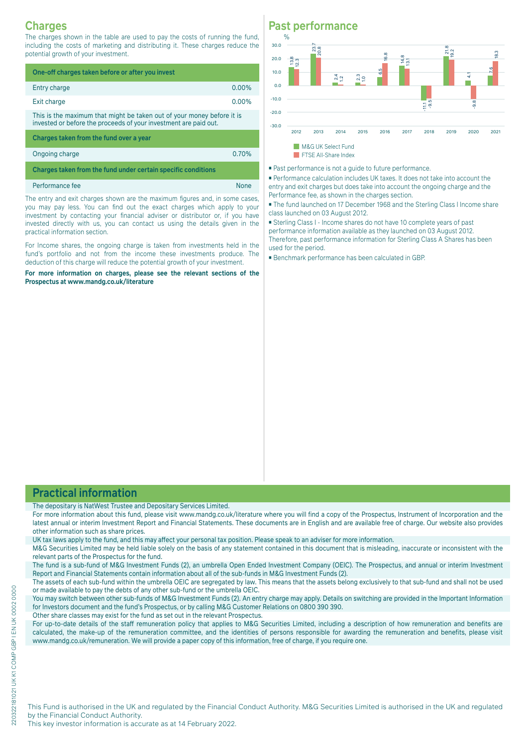## Charges

The charges shown in the table are used to pay the costs of running the fund, including the costs of marketing and distributing it. These charges reduce the potential growth of your investment.

| | |
|---|---|
| **One-off charges taken before or after you invest** | |
| Entry charge | 0.00% |
| Exit charge | 0.00% |
| This is the maximum that might be taken out of your money before it is invested or before the proceeds of your investment are paid out. | |
| **Charges taken from the fund over a year** | |
| Ongoing charge | 0.70% |
| **Charges taken from the fund under certain specific conditions** | |
| Performance fee | None |

The entry and exit charges shown are the maximum figures and, in some cases, you may pay less. You can find out the exact charges which apply to your investment by contacting your financial adviser or distributor or, if you have invested directly with us, you can contact us using the details given in the practical information section.

For Income shares, the ongoing charge is taken from investments held in the fund's portfolio and not from the income these investments produce. The deduction of this charge will reduce the potential growth of your investment.

**For more information on charges, please see the relevant sections of the Prospectus at www.mandg.co.uk/literature**

## Past performance

%

30.0
20.0
10.0
0.0
-10.0
-20.0
-30.0

2012: 13.8, 12.3
2013: 23.7, 20.8
2014: 2.4, 1.2
2015: 2.3, 1.0
2016: 6.5, 16.8
2017: 14.8, 13.1
2018: -11.1, -9.5
2019: 21.8, 19.2
2020: 4.1, -9.8
2021: 7.6, 18.3

M&G UK Select Fund
FTSE All-Share Index

- Past performance is not a guide to future performance.
- Performance calculation includes UK taxes. It does not take into account the entry and exit charges but does take into account the ongoing charge and the Performance fee, as shown in the charges section.
- The fund launched on 17 December 1968 and the Sterling Class I Income share class launched on 03 August 2012.
- Sterling Class I - Income shares do not have 10 complete years of past performance information available as they launched on 03 August 2012. Therefore, past performance information for Sterling Class A Shares has been used for the period.
- Benchmark performance has been calculated in GBP.

## Practical information

The depositary is NatWest Trustee and Depositary Services Limited.

For more information about this fund, please visit www.mandg.co.uk/literature where you will find a copy of the Prospectus, Instrument of Incorporation and the latest annual or interim Investment Report and Financial Statements. These documents are in English and are available free of charge. Our website also provides other information such as share prices.

UK tax laws apply to the fund, and this may affect your personal tax position. Please speak to an adviser for more information.

M&G Securities Limited may be held liable solely on the basis of any statement contained in this document that is misleading, inaccurate or inconsistent with the relevant parts of the Prospectus for the fund.

The fund is a sub-fund of M&G Investment Funds (2), an umbrella Open Ended Investment Company (OEIC). The Prospectus, and annual or interim Investment Report and Financial Statements contain information about all of the sub-funds in M&G Investment Funds (2).

The assets of each sub-fund within the umbrella OEIC are segregated by law. This means that the assets belong exclusively to that sub-fund and shall not be used or made available to pay the debts of any other sub-fund or the umbrella OEIC.

You may switch between other sub-funds of M&G Investment Funds (2). An entry charge may apply. Details on switching are provided in the Important Information for Investors document and the fund's Prospectus, or by calling M&G Customer Relations on 0800 390 390.

Other share classes may exist for the fund as set out in the relevant Prospectus.

For up-to-date details of the staff remuneration policy that applies to M&G Securities Limited, including a description of how remuneration and benefits are calculated, the make-up of the remuneration committee, and the identities of persons responsible for awarding the remuneration and benefits, please visit www.mandg.co.uk/remuneration. We will provide a paper copy of this information, free of charge, if you require one.

This Fund is authorised in the UK and regulated by the Financial Conduct Authority. M&G Securities Limited is authorised in the UK and regulated by the Financial Conduct Authority.
This key investor information is accurate as at 14 February 2022.

220322181021 UK K1 COMP GBP I EN UK 0002 0000